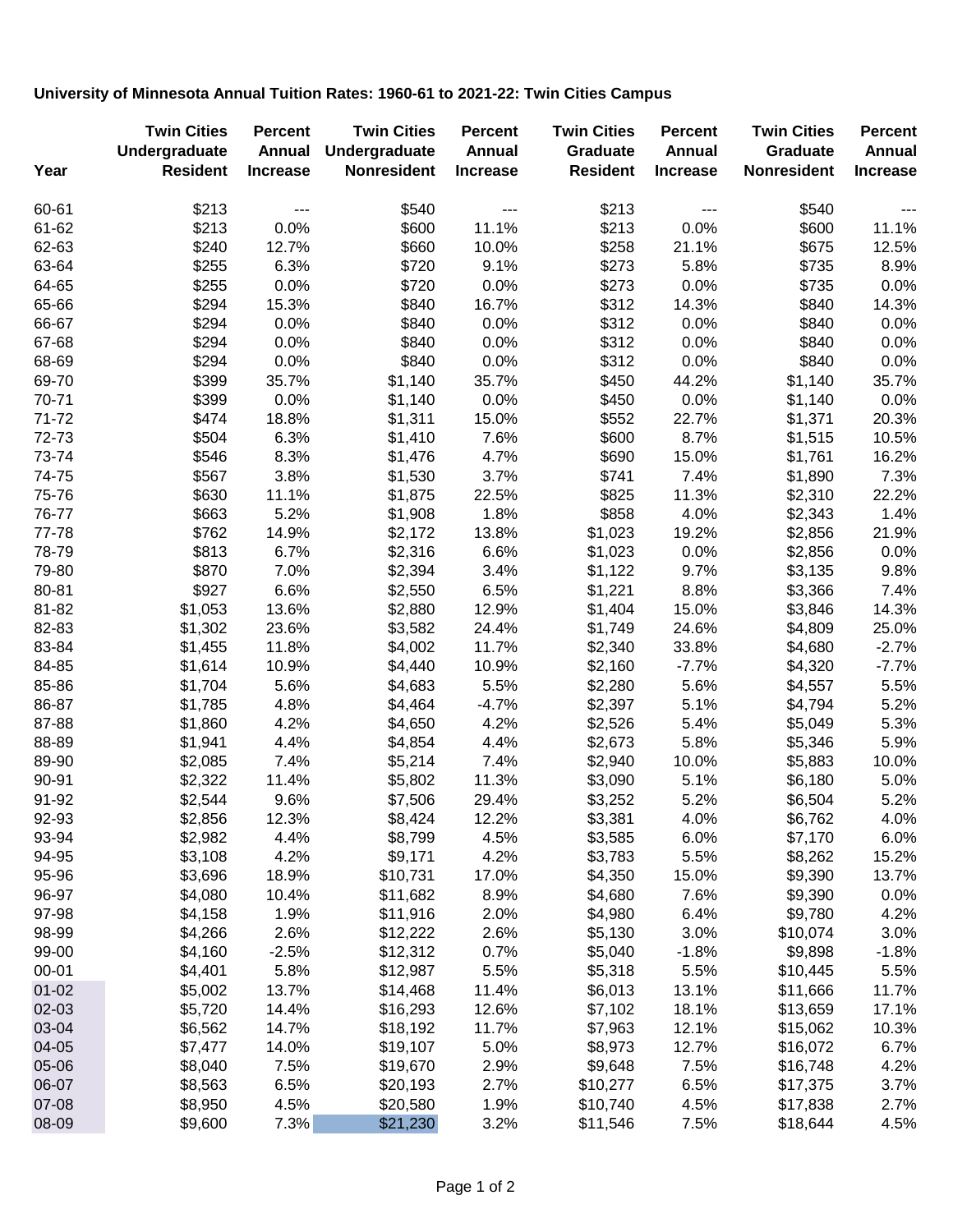**University of Minnesota Annual Tuition Rates: 1960-61 to 2021-22: Twin Cities Campus**

| Year | Twin Cities Undergraduate Resident | Percent Annual Increase | Twin Cities Undergraduate Nonresident | Percent Annual Increase | Twin Cities Graduate Resident | Percent Annual Increase | Twin Cities Graduate Nonresident | Percent Annual Increase |
|---|---|---|---|---|---|---|---|---|
| 60-61 | $213 | --- | $540 | --- | $213 | --- | $540 | --- |
| 61-62 | $213 | 0.0% | $600 | 11.1% | $213 | 0.0% | $600 | 11.1% |
| 62-63 | $240 | 12.7% | $660 | 10.0% | $258 | 21.1% | $675 | 12.5% |
| 63-64 | $255 | 6.3% | $720 | 9.1% | $273 | 5.8% | $735 | 8.9% |
| 64-65 | $255 | 0.0% | $720 | 0.0% | $273 | 0.0% | $735 | 0.0% |
| 65-66 | $294 | 15.3% | $840 | 16.7% | $312 | 14.3% | $840 | 14.3% |
| 66-67 | $294 | 0.0% | $840 | 0.0% | $312 | 0.0% | $840 | 0.0% |
| 67-68 | $294 | 0.0% | $840 | 0.0% | $312 | 0.0% | $840 | 0.0% |
| 68-69 | $294 | 0.0% | $840 | 0.0% | $312 | 0.0% | $840 | 0.0% |
| 69-70 | $399 | 35.7% | $1,140 | 35.7% | $450 | 44.2% | $1,140 | 35.7% |
| 70-71 | $399 | 0.0% | $1,140 | 0.0% | $450 | 0.0% | $1,140 | 0.0% |
| 71-72 | $474 | 18.8% | $1,311 | 15.0% | $552 | 22.7% | $1,371 | 20.3% |
| 72-73 | $504 | 6.3% | $1,410 | 7.6% | $600 | 8.7% | $1,515 | 10.5% |
| 73-74 | $546 | 8.3% | $1,476 | 4.7% | $690 | 15.0% | $1,761 | 16.2% |
| 74-75 | $567 | 3.8% | $1,530 | 3.7% | $741 | 7.4% | $1,890 | 7.3% |
| 75-76 | $630 | 11.1% | $1,875 | 22.5% | $825 | 11.3% | $2,310 | 22.2% |
| 76-77 | $663 | 5.2% | $1,908 | 1.8% | $858 | 4.0% | $2,343 | 1.4% |
| 77-78 | $762 | 14.9% | $2,172 | 13.8% | $1,023 | 19.2% | $2,856 | 21.9% |
| 78-79 | $813 | 6.7% | $2,316 | 6.6% | $1,023 | 0.0% | $2,856 | 0.0% |
| 79-80 | $870 | 7.0% | $2,394 | 3.4% | $1,122 | 9.7% | $3,135 | 9.8% |
| 80-81 | $927 | 6.6% | $2,550 | 6.5% | $1,221 | 8.8% | $3,366 | 7.4% |
| 81-82 | $1,053 | 13.6% | $2,880 | 12.9% | $1,404 | 15.0% | $3,846 | 14.3% |
| 82-83 | $1,302 | 23.6% | $3,582 | 24.4% | $1,749 | 24.6% | $4,809 | 25.0% |
| 83-84 | $1,455 | 11.8% | $4,002 | 11.7% | $2,340 | 33.8% | $4,680 | -2.7% |
| 84-85 | $1,614 | 10.9% | $4,440 | 10.9% | $2,160 | -7.7% | $4,320 | -7.7% |
| 85-86 | $1,704 | 5.6% | $4,683 | 5.5% | $2,280 | 5.6% | $4,557 | 5.5% |
| 86-87 | $1,785 | 4.8% | $4,464 | -4.7% | $2,397 | 5.1% | $4,794 | 5.2% |
| 87-88 | $1,860 | 4.2% | $4,650 | 4.2% | $2,526 | 5.4% | $5,049 | 5.3% |
| 88-89 | $1,941 | 4.4% | $4,854 | 4.4% | $2,673 | 5.8% | $5,346 | 5.9% |
| 89-90 | $2,085 | 7.4% | $5,214 | 7.4% | $2,940 | 10.0% | $5,883 | 10.0% |
| 90-91 | $2,322 | 11.4% | $5,802 | 11.3% | $3,090 | 5.1% | $6,180 | 5.0% |
| 91-92 | $2,544 | 9.6% | $7,506 | 29.4% | $3,252 | 5.2% | $6,504 | 5.2% |
| 92-93 | $2,856 | 12.3% | $8,424 | 12.2% | $3,381 | 4.0% | $6,762 | 4.0% |
| 93-94 | $2,982 | 4.4% | $8,799 | 4.5% | $3,585 | 6.0% | $7,170 | 6.0% |
| 94-95 | $3,108 | 4.2% | $9,171 | 4.2% | $3,783 | 5.5% | $8,262 | 15.2% |
| 95-96 | $3,696 | 18.9% | $10,731 | 17.0% | $4,350 | 15.0% | $9,390 | 13.7% |
| 96-97 | $4,080 | 10.4% | $11,682 | 8.9% | $4,680 | 7.6% | $9,390 | 0.0% |
| 97-98 | $4,158 | 1.9% | $11,916 | 2.0% | $4,980 | 6.4% | $9,780 | 4.2% |
| 98-99 | $4,266 | 2.6% | $12,222 | 2.6% | $5,130 | 3.0% | $10,074 | 3.0% |
| 99-00 | $4,160 | -2.5% | $12,312 | 0.7% | $5,040 | -1.8% | $9,898 | -1.8% |
| 00-01 | $4,401 | 5.8% | $12,987 | 5.5% | $5,318 | 5.5% | $10,445 | 5.5% |
| 01-02 | $5,002 | 13.7% | $14,468 | 11.4% | $6,013 | 13.1% | $11,666 | 11.7% |
| 02-03 | $5,720 | 14.4% | $16,293 | 12.6% | $7,102 | 18.1% | $13,659 | 17.1% |
| 03-04 | $6,562 | 14.7% | $18,192 | 11.7% | $7,963 | 12.1% | $15,062 | 10.3% |
| 04-05 | $7,477 | 14.0% | $19,107 | 5.0% | $8,973 | 12.7% | $16,072 | 6.7% |
| 05-06 | $8,040 | 7.5% | $19,670 | 2.9% | $9,648 | 7.5% | $16,748 | 4.2% |
| 06-07 | $8,563 | 6.5% | $20,193 | 2.7% | $10,277 | 6.5% | $17,375 | 3.7% |
| 07-08 | $8,950 | 4.5% | $20,580 | 1.9% | $10,740 | 4.5% | $17,838 | 2.7% |
| 08-09 | $9,600 | 7.3% | $21,230 | 3.2% | $11,546 | 7.5% | $18,644 | 4.5% |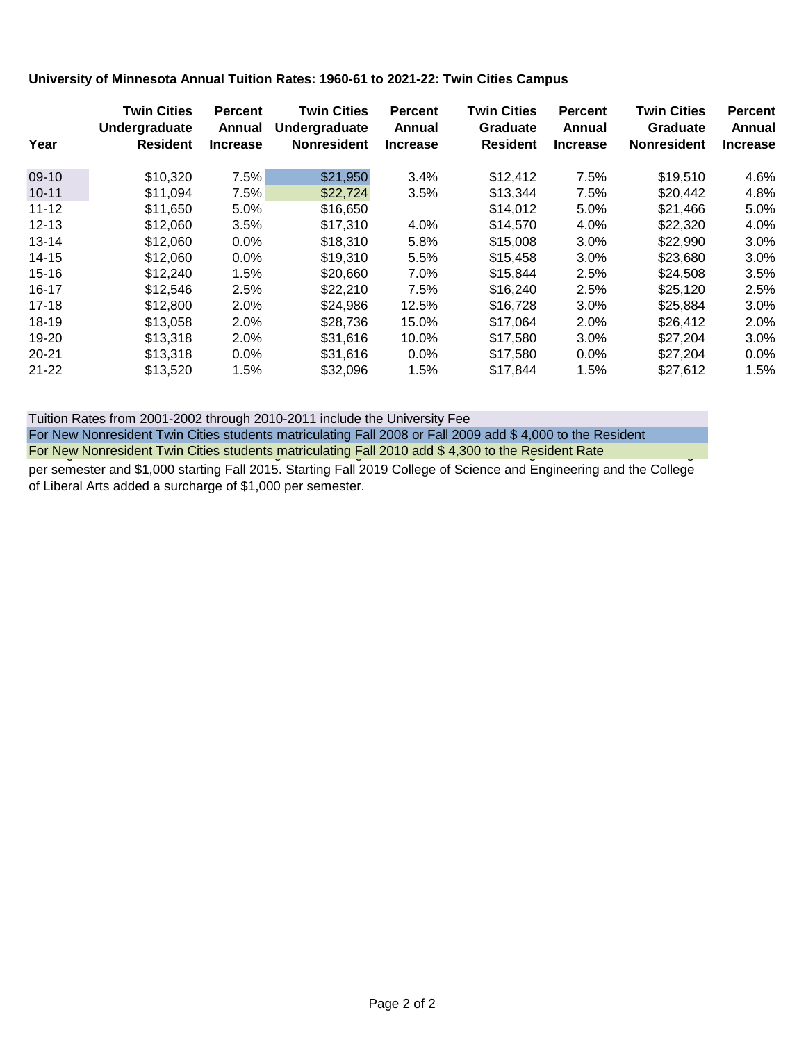**University of Minnesota Annual Tuition Rates: 1960-61 to 2021-22: Twin Cities Campus**

| Year | Twin Cities Undergraduate Resident | Percent Annual Increase | Twin Cities Undergraduate Nonresident | Percent Annual Increase | Twin Cities Graduate Resident | Percent Annual Increase | Twin Cities Graduate Nonresident | Percent Annual Increase |
|---|---|---|---|---|---|---|---|---|
| 09-10 | $10,320 | 7.5% | $21,950 | 3.4% | $12,412 | 7.5% | $19,510 | 4.6% |
| 10-11 | $11,094 | 7.5% | $22,724 | 3.5% | $13,344 | 7.5% | $20,442 | 4.8% |
| 11-12 | $11,650 | 5.0% | $16,650 | | $14,012 | 5.0% | $21,466 | 5.0% |
| 12-13 | $12,060 | 3.5% | $17,310 | 4.0% | $14,570 | 4.0% | $22,320 | 4.0% |
| 13-14 | $12,060 | 0.0% | $18,310 | 5.8% | $15,008 | 3.0% | $22,990 | 3.0% |
| 14-15 | $12,060 | 0.0% | $19,310 | 5.5% | $15,458 | 3.0% | $23,680 | 3.0% |
| 15-16 | $12,240 | 1.5% | $20,660 | 7.0% | $15,844 | 2.5% | $24,508 | 3.5% |
| 16-17 | $12,546 | 2.5% | $22,210 | 7.5% | $16,240 | 2.5% | $25,120 | 2.5% |
| 17-18 | $12,800 | 2.0% | $24,986 | 12.5% | $16,728 | 3.0% | $25,884 | 3.0% |
| 18-19 | $13,058 | 2.0% | $28,736 | 15.0% | $17,064 | 2.0% | $26,412 | 2.0% |
| 19-20 | $13,318 | 2.0% | $31,616 | 10.0% | $17,580 | 3.0% | $27,204 | 3.0% |
| 20-21 | $13,318 | 0.0% | $31,616 | 0.0% | $17,580 | 0.0% | $27,204 | 0.0% |
| 21-22 | $13,520 | 1.5% | $32,096 | 1.5% | $17,844 | 1.5% | $27,612 | 1.5% |

Tuition Rates from 2001-2002 through 2010-2011 include the University Fee

For New Nonresident Twin Cities students matriculating Fall 2008 or Fall 2009 add $ 4,000 to the Resident

For New Nonresident Twin Cities students matriculating Fall 2010 add $ 4,300 to the Resident Rate

per semester and $1,000 starting Fall 2015. Starting Fall 2019 College of Science and Engineering and the College of Liberal Arts added a surcharge of $1,000 per semester.